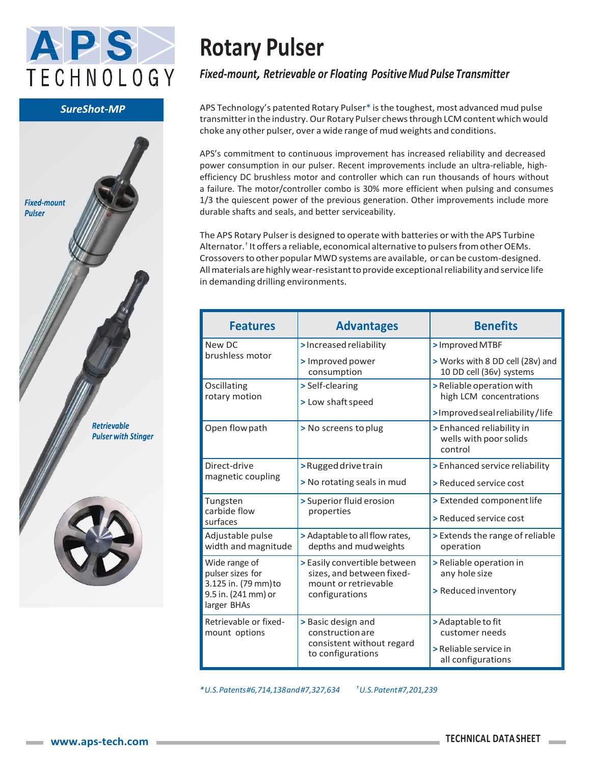APS TECHNOLOGY

SureShot-MP

*Fixed-mount Pulser*

*Retrievable Pulser with Stinger*

# Rotary Pulser

***Fixed-mount, Retrievable or Floating Positive Mud Pulse Transmitter***

APS Technology's patented Rotary Pulser* is the toughest, most advanced mud pulse transmitter in the industry. Our Rotary Pulser chews through LCM content which would choke any other pulser, over a wide range of mud weights and conditions.

APS's commitment to continuous improvement has increased reliability and decreased power consumption in our pulser. Recent improvements include an ultra-reliable, high-efficiency DC brushless motor and controller which can run thousands of hours without a failure. The motor/controller combo is 30% more efficient when pulsing and consumes 1/3 the quiescent power of the previous generation. Other improvements include more durable shafts and seals, and better serviceability.

The APS Rotary Pulser is designed to operate with batteries or with the APS Turbine Alternator.† It offers a reliable, economical alternative to pulsers from other OEMs. Crossovers to other popular MWD systems are available, or can be custom-designed. All materials are highly wear-resistant to provide exceptional reliability and service life in demanding drilling environments.

| Features | Advantages | Benefits |
|---|---|---|
| New DC brushless motor | > Increased reliability<br>> Improved power consumption | > Improved MTBF<br>> Works with 8 DD cell (28v) and 10 DD cell (36v) systems |
| Oscillating rotary motion | > Self-clearing<br>> Low shaft speed | > Reliable operation with high LCM concentrations<br>> Improved seal reliability/life |
| Open flow path | > No screens to plug | > Enhanced reliability in wells with poor solids control |
| Direct-drive magnetic coupling | > Rugged drive train<br>> No rotating seals in mud | > Enhanced service reliability<br>> Reduced service cost |
| Tungsten carbide flow surfaces | > Superior fluid erosion properties | > Extended component life<br>> Reduced service cost |
| Adjustable pulse width and magnitude | > Adaptable to all flow rates, depths and mud weights | > Extends the range of reliable operation |
| Wide range of pulser sizes for 3.125 in. (79 mm) to 9.5 in. (241 mm) or larger BHAs | > Easily convertible between sizes, and between fixed-mount or retrievable configurations | > Reliable operation in any hole size<br>> Reduced inventory |
| Retrievable or fixed-mount options | > Basic design and construction are consistent without regard to configurations | > Adaptable to fit customer needs<br>> Reliable service in all configurations |

**U.S. Patents #6,714,138 and #7,327,634* &nbsp;&nbsp;&nbsp; *† U.S. Patent #7,201,239*

www.aps-tech.com &nbsp;&nbsp;&nbsp; **TECHNICAL DATA SHEET**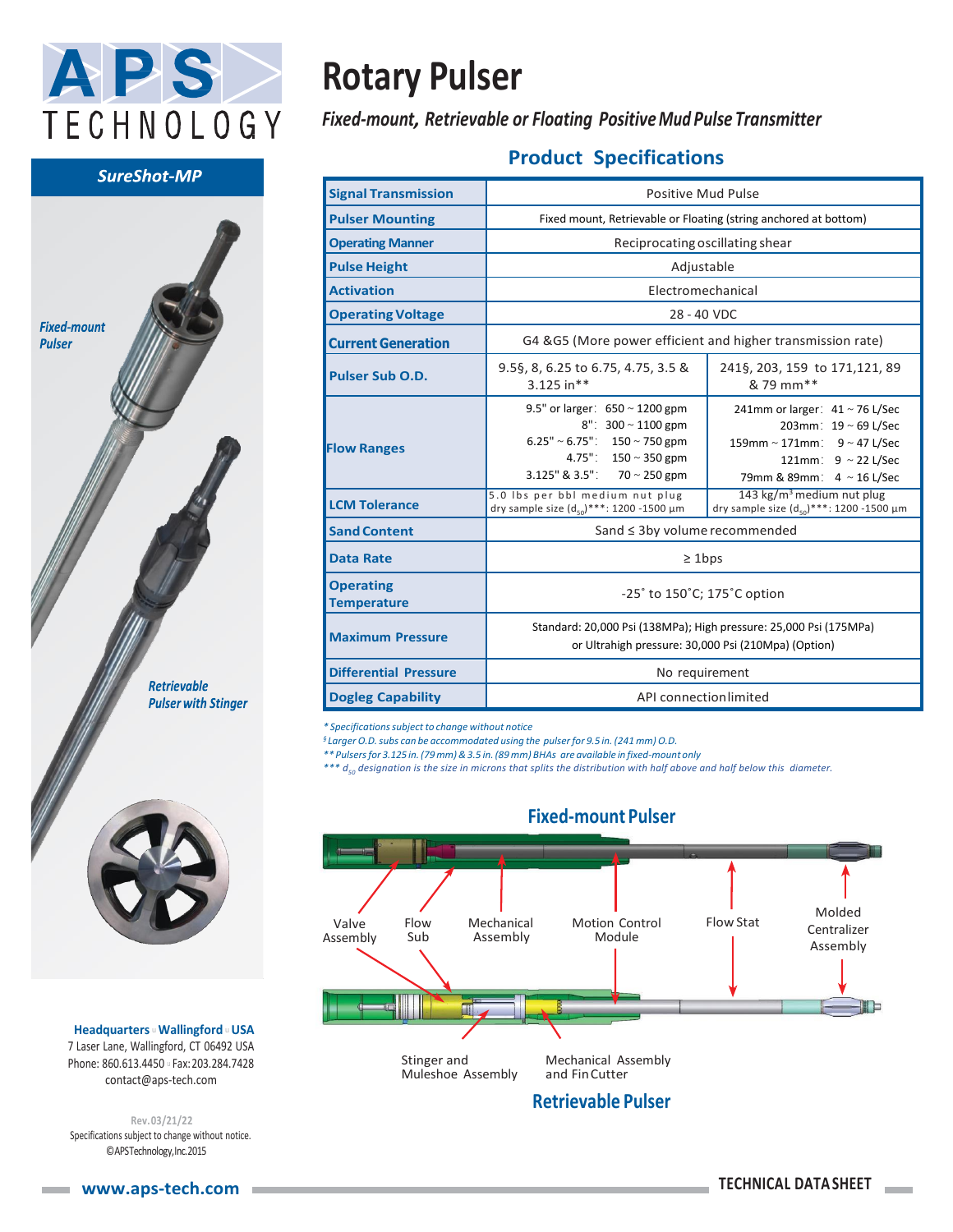# Rotary Pulser

***Fixed-mount, Retrievable or Floating Positive Mud Pulse Transmitter***

**SureShot-MP**

*Fixed-mount Pulser*

*Retrievable Pulser with Stinger*

## Product Specifications

| | | |
|---|---|---|
| **Signal Transmission** | Positive Mud Pulse | |
| **Pulser Mounting** | Fixed mount, Retrievable or Floating (string anchored at bottom) | |
| **Operating Manner** | Reciprocating oscillating shear | |
| **Pulse Height** | Adjustable | |
| **Activation** | Electromechanical | |
| **Operating Voltage** | 28 - 40 VDC | |
| **Current Generation** | G4 &G5 (More power efficient and higher transmission rate) | |
| **Pulser Sub O.D.** | 9.5§, 8, 6.25 to 6.75, 4.75, 3.5 & 3.125 in** | 241§, 203, 159 to 171,121, 89 & 79 mm** |
| **Flow Ranges** | 9.5" or larger: 650 ~ 1200 gpm<br>8": 300 ~ 1100 gpm<br>6.25" ~ 6.75": 150 ~ 750 gpm<br>4.75": 150 ~ 350 gpm<br>3.125" & 3.5": 70 ~ 250 gpm | 241mm or larger: 41 ~ 76 L/Sec<br>203mm: 19 ~ 69 L/Sec<br>159mm ~ 171mm: 9 ~ 47 L/Sec<br>121mm: 9 ~ 22 L/Sec<br>79mm & 89mm: 4 ~ 16 L/Sec |
| **LCM Tolerance** | 5.0 lbs per bbl medium nut plug<br>dry sample size ($d_{50}$)***: 1200 -1500 µm | 143 kg/m$^3$ medium nut plug<br>dry sample size ($d_{50}$)***: 1200 -1500 µm |
| **Sand Content** | Sand ≤ 3by volume recommended | |
| **Data Rate** | ≥ 1bps | |
| **Operating Temperature** | -25˚ to 150˚C; 175˚C option | |
| **Maximum Pressure** | Standard: 20,000 Psi (138MPa); High pressure: 25,000 Psi (175MPa)<br>or Ultrahigh pressure: 30,000 Psi (210Mpa) (Option) | |
| **Differential Pressure** | No requirement | |
| **Dogleg Capability** | API connection limited | |

*\* Specifications subject to change without notice*
*§ Larger O.D. subs can be accommodated using the pulser for 9.5 in. (241 mm) O.D.*
*\*\* Pulsers for 3.125 in. (79 mm) & 3.5 in. (89 mm) BHAs are available in fixed-mount only*
*\*\*\* $d_{50}$ designation is the size in microns that splits the distribution with half above and half below this diameter.*

## Fixed-mount Pulser

Valve Assembly
Flow Sub
Mechanical Assembly
Motion Control Module
Flow Stat
Molded Centralizer Assembly
Stinger and Muleshoe Assembly
Mechanical Assembly and Fin Cutter

## Retrievable Pulser

**Headquarters · Wallingford · USA**
7 Laser Lane, Wallingford, CT 06492 USA
Phone: 860.613.4450 · Fax: 203.284.7428
contact@aps-tech.com

Rev.03/21/22
Specifications subject to change without notice.
©APSTechnology,Inc.2015

www.aps-tech.com

**TECHNICAL DATA SHEET**